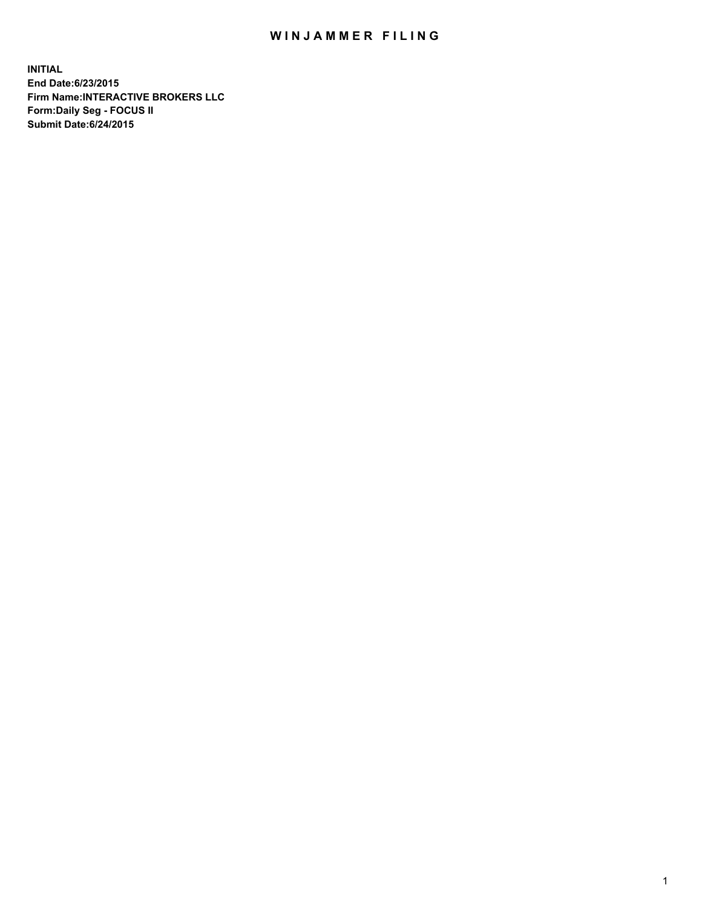# WINJAMMER FILING

**INITIAL**
**End Date:6/23/2015**
**Firm Name:INTERACTIVE BROKERS LLC**
**Form:Daily Seg - FOCUS II**
**Submit Date:6/24/2015**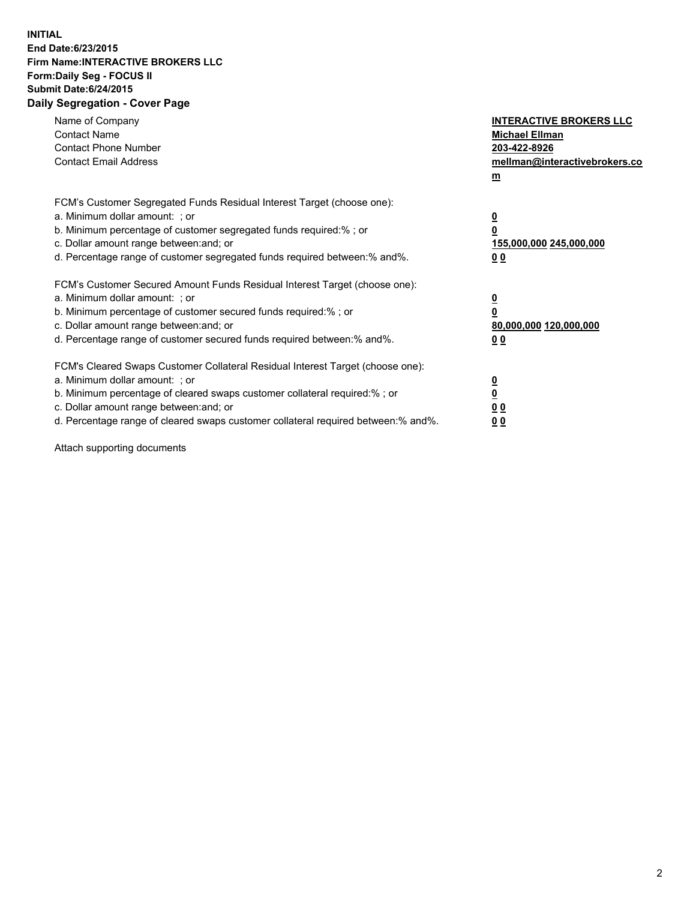**INITIAL**
**End Date:6/23/2015**
**Firm Name:INTERACTIVE BROKERS LLC**
**Form:Daily Seg - FOCUS II**
**Submit Date:6/24/2015**

## Daily Segregation - Cover Page

| | |
|---|---|
| Name of Company | **INTERACTIVE BROKERS LLC** |
| Contact Name | **Michael Ellman** |
| Contact Phone Number | **203-422-8926** |
| Contact Email Address | **mellman@interactivebrokers.com** |

FCM's Customer Segregated Funds Residual Interest Target (choose one):

| | |
|---|---|
| a. Minimum dollar amount: ; or | **0** |
| b. Minimum percentage of customer segregated funds required:% ; or | **0** |
| c. Dollar amount range between:and; or | **155,000,000 245,000,000** |
| d. Percentage range of customer segregated funds required between:% and%. | **0 0** |

FCM's Customer Secured Amount Funds Residual Interest Target (choose one):

| | |
|---|---|
| a. Minimum dollar amount: ; or | **0** |
| b. Minimum percentage of customer secured funds required:% ; or | **0** |
| c. Dollar amount range between:and; or | **80,000,000 120,000,000** |
| d. Percentage range of customer secured funds required between:% and%. | **0 0** |

FCM's Cleared Swaps Customer Collateral Residual Interest Target (choose one):

| | |
|---|---|
| a. Minimum dollar amount: ; or | **0** |
| b. Minimum percentage of cleared swaps customer collateral required:% ; or | **0** |
| c. Dollar amount range between:and; or | **0 0** |
| d. Percentage range of cleared swaps customer collateral required between:% and%. | **0 0** |

Attach supporting documents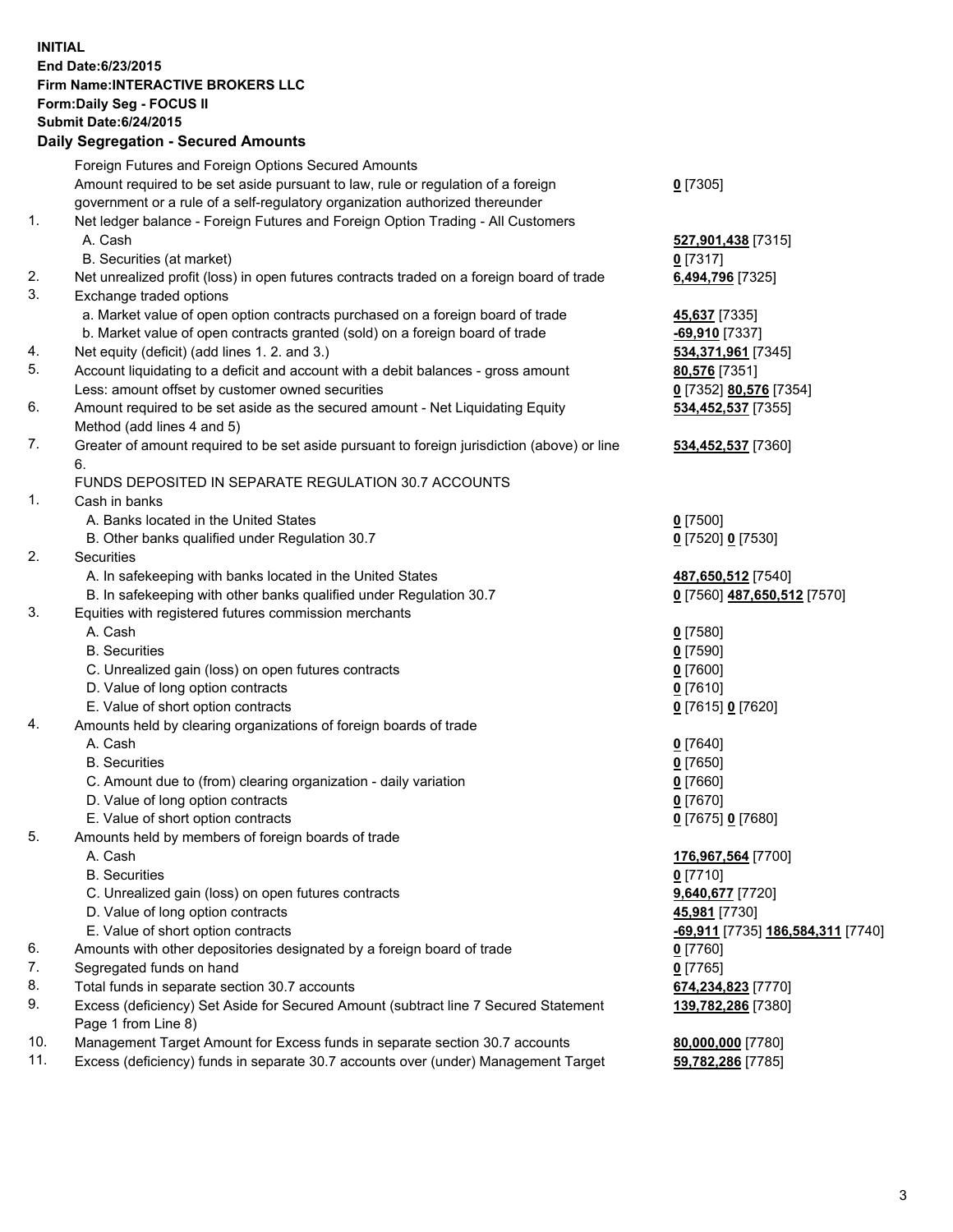**INITIAL**
**End Date:6/23/2015**
**Firm Name:INTERACTIVE BROKERS LLC**
**Form:Daily Seg - FOCUS II**
**Submit Date:6/24/2015**

## Daily Segregation - Secured Amounts

| | | |
|---|---|---|
| | Foreign Futures and Foreign Options Secured Amounts | |
| | Amount required to be set aside pursuant to law, rule or regulation of a foreign government or a rule of a self-regulatory organization authorized thereunder | **0** [7305] |
| 1. | Net ledger balance - Foreign Futures and Foreign Option Trading - All Customers | |
| | A. Cash | **527,901,438** [7315] |
| | B. Securities (at market) | **0** [7317] |
| 2. | Net unrealized profit (loss) in open futures contracts traded on a foreign board of trade | **6,494,796** [7325] |
| 3. | Exchange traded options | |
| | a. Market value of open option contracts purchased on a foreign board of trade | **45,637** [7335] |
| | b. Market value of open contracts granted (sold) on a foreign board of trade | **-69,910** [7337] |
| 4. | Net equity (deficit) (add lines 1. 2. and 3.) | **534,371,961** [7345] |
| 5. | Account liquidating to a deficit and account with a debit balances - gross amount | **80,576** [7351] |
| | Less: amount offset by customer owned securities | **0** [7352] **80,576** [7354] |
| 6. | Amount required to be set aside as the secured amount - Net Liquidating Equity Method (add lines 4 and 5) | **534,452,537** [7355] |
| 7. | Greater of amount required to be set aside pursuant to foreign jurisdiction (above) or line 6. | **534,452,537** [7360] |
| | FUNDS DEPOSITED IN SEPARATE REGULATION 30.7 ACCOUNTS | |
| 1. | Cash in banks | |
| | A. Banks located in the United States | **0** [7500] |
| | B. Other banks qualified under Regulation 30.7 | **0** [7520] **0** [7530] |
| 2. | Securities | |
| | A. In safekeeping with banks located in the United States | **487,650,512** [7540] |
| | B. In safekeeping with other banks qualified under Regulation 30.7 | **0** [7560] **487,650,512** [7570] |
| 3. | Equities with registered futures commission merchants | |
| | A. Cash | **0** [7580] |
| | B. Securities | **0** [7590] |
| | C. Unrealized gain (loss) on open futures contracts | **0** [7600] |
| | D. Value of long option contracts | **0** [7610] |
| | E. Value of short option contracts | **0** [7615] **0** [7620] |
| 4. | Amounts held by clearing organizations of foreign boards of trade | |
| | A. Cash | **0** [7640] |
| | B. Securities | **0** [7650] |
| | C. Amount due to (from) clearing organization - daily variation | **0** [7660] |
| | D. Value of long option contracts | **0** [7670] |
| | E. Value of short option contracts | **0** [7675] **0** [7680] |
| 5. | Amounts held by members of foreign boards of trade | |
| | A. Cash | **176,967,564** [7700] |
| | B. Securities | **0** [7710] |
| | C. Unrealized gain (loss) on open futures contracts | **9,640,677** [7720] |
| | D. Value of long option contracts | **45,981** [7730] |
| | E. Value of short option contracts | **-69,911** [7735] **186,584,311** [7740] |
| 6. | Amounts with other depositories designated by a foreign board of trade | **0** [7760] |
| 7. | Segregated funds on hand | **0** [7765] |
| 8. | Total funds in separate section 30.7 accounts | **674,234,823** [7770] |
| 9. | Excess (deficiency) Set Aside for Secured Amount (subtract line 7 Secured Statement Page 1 from Line 8) | **139,782,286** [7380] |
| 10. | Management Target Amount for Excess funds in separate section 30.7 accounts | **80,000,000** [7780] |
| 11. | Excess (deficiency) funds in separate 30.7 accounts over (under) Management Target | **59,782,286** [7785] |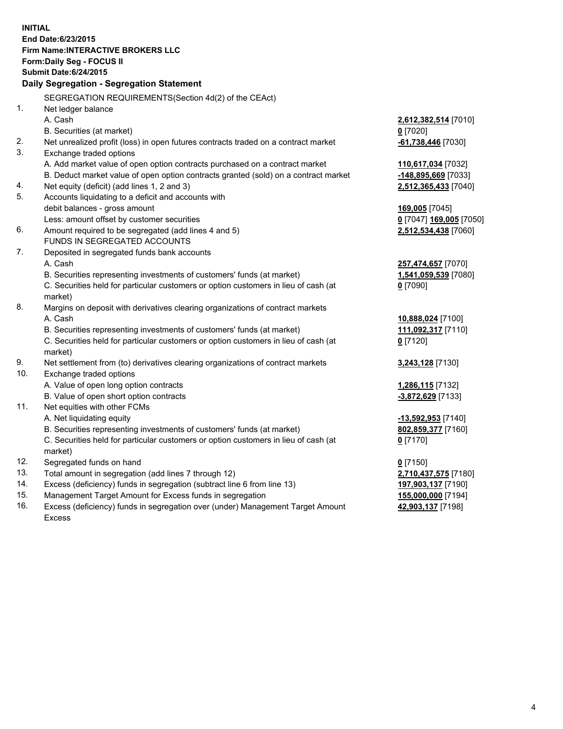**INITIAL**
**End Date:6/23/2015**
**Firm Name:INTERACTIVE BROKERS LLC**
**Form:Daily Seg - FOCUS II**
**Submit Date:6/24/2015**

**Daily Segregation - Segregation Statement**

SEGREGATION REQUIREMENTS(Section 4d(2) of the CEAct)

| | | |
|---|---|---|
| 1. | Net ledger balance | |
| | A. Cash | **2,612,382,514** [7010] |
| | B. Securities (at market) | **0** [7020] |
| 2. | Net unrealized profit (loss) in open futures contracts traded on a contract market | **-61,738,446** [7030] |
| 3. | Exchange traded options | |
| | A. Add market value of open option contracts purchased on a contract market | **110,617,034** [7032] |
| | B. Deduct market value of open option contracts granted (sold) on a contract market | **-148,895,669** [7033] |
| 4. | Net equity (deficit) (add lines 1, 2 and 3) | **2,512,365,433** [7040] |
| 5. | Accounts liquidating to a deficit and accounts with debit balances - gross amount | **169,005** [7045] |
| | Less: amount offset by customer securities | **0** [7047] **169,005** [7050] |
| 6. | Amount required to be segregated (add lines 4 and 5) | **2,512,534,438** [7060] |
| | FUNDS IN SEGREGATED ACCOUNTS | |
| 7. | Deposited in segregated funds bank accounts | |
| | A. Cash | **257,474,657** [7070] |
| | B. Securities representing investments of customers' funds (at market) | **1,541,059,539** [7080] |
| | C. Securities held for particular customers or option customers in lieu of cash (at market) | **0** [7090] |
| 8. | Margins on deposit with derivatives clearing organizations of contract markets | |
| | A. Cash | **10,888,024** [7100] |
| | B. Securities representing investments of customers' funds (at market) | **111,092,317** [7110] |
| | C. Securities held for particular customers or option customers in lieu of cash (at market) | **0** [7120] |
| 9. | Net settlement from (to) derivatives clearing organizations of contract markets | **3,243,128** [7130] |
| 10. | Exchange traded options | |
| | A. Value of open long option contracts | **1,286,115** [7132] |
| | B. Value of open short option contracts | **-3,872,629** [7133] |
| 11. | Net equities with other FCMs | |
| | A. Net liquidating equity | **-13,592,953** [7140] |
| | B. Securities representing investments of customers' funds (at market) | **802,859,377** [7160] |
| | C. Securities held for particular customers or option customers in lieu of cash (at market) | **0** [7170] |
| 12. | Segregated funds on hand | **0** [7150] |
| 13. | Total amount in segregation (add lines 7 through 12) | **2,710,437,575** [7180] |
| 14. | Excess (deficiency) funds in segregation (subtract line 6 from line 13) | **197,903,137** [7190] |
| 15. | Management Target Amount for Excess funds in segregation | **155,000,000** [7194] |
| 16. | Excess (deficiency) funds in segregation over (under) Management Target Amount Excess | **42,903,137** [7198] |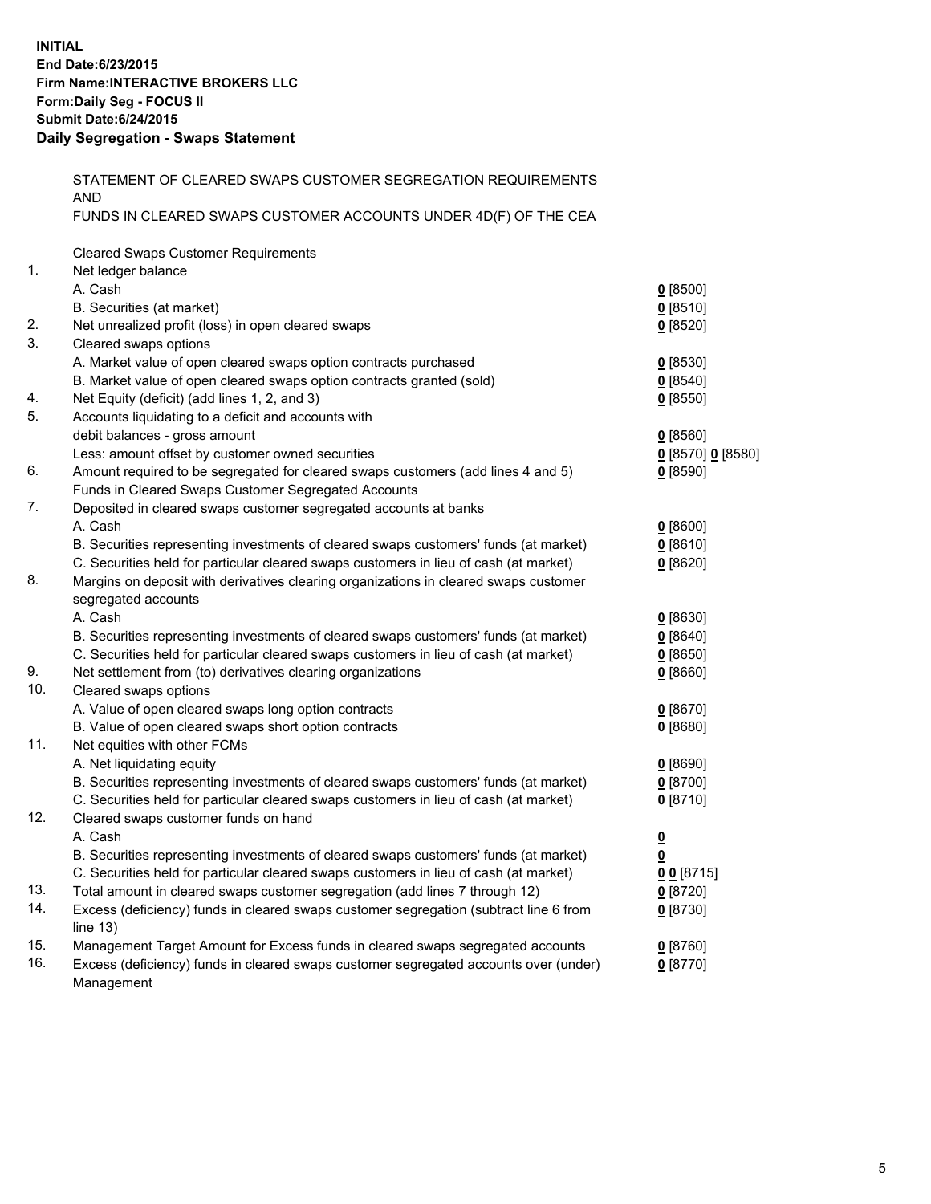**INITIAL**
**End Date:6/23/2015**
**Firm Name:INTERACTIVE BROKERS LLC**
**Form:Daily Seg - FOCUS II**
**Submit Date:6/24/2015**
**Daily Segregation - Swaps Statement**

STATEMENT OF CLEARED SWAPS CUSTOMER SEGREGATION REQUIREMENTS AND FUNDS IN CLEARED SWAPS CUSTOMER ACCOUNTS UNDER 4D(F) OF THE CEA

| | | |
|---|---|---|
| | Cleared Swaps Customer Requirements | |
| 1. | Net ledger balance | |
| | A. Cash | 0 [8500] |
| | B. Securities (at market) | 0 [8510] |
| 2. | Net unrealized profit (loss) in open cleared swaps | 0 [8520] |
| 3. | Cleared swaps options | |
| | A. Market value of open cleared swaps option contracts purchased | 0 [8530] |
| | B. Market value of open cleared swaps option contracts granted (sold) | 0 [8540] |
| 4. | Net Equity (deficit) (add lines 1, 2, and 3) | 0 [8550] |
| 5. | Accounts liquidating to a deficit and accounts with debit balances - gross amount | 0 [8560] |
| | Less: amount offset by customer owned securities | 0 [8570] 0 [8580] |
| 6. | Amount required to be segregated for cleared swaps customers (add lines 4 and 5) | 0 [8590] |
| | Funds in Cleared Swaps Customer Segregated Accounts | |
| 7. | Deposited in cleared swaps customer segregated accounts at banks | |
| | A. Cash | 0 [8600] |
| | B. Securities representing investments of cleared swaps customers' funds (at market) | 0 [8610] |
| | C. Securities held for particular cleared swaps customers in lieu of cash (at market) | 0 [8620] |
| 8. | Margins on deposit with derivatives clearing organizations in cleared swaps customer segregated accounts | |
| | A. Cash | 0 [8630] |
| | B. Securities representing investments of cleared swaps customers' funds (at market) | 0 [8640] |
| | C. Securities held for particular cleared swaps customers in lieu of cash (at market) | 0 [8650] |
| 9. | Net settlement from (to) derivatives clearing organizations | 0 [8660] |
| 10. | Cleared swaps options | |
| | A. Value of open cleared swaps long option contracts | 0 [8670] |
| | B. Value of open cleared swaps short option contracts | 0 [8680] |
| 11. | Net equities with other FCMs | |
| | A. Net liquidating equity | 0 [8690] |
| | B. Securities representing investments of cleared swaps customers' funds (at market) | 0 [8700] |
| | C. Securities held for particular cleared swaps customers in lieu of cash (at market) | 0 [8710] |
| 12. | Cleared swaps customer funds on hand | |
| | A. Cash | 0 |
| | B. Securities representing investments of cleared swaps customers' funds (at market) | 0 |
| | C. Securities held for particular cleared swaps customers in lieu of cash (at market) | 0 0 [8715] |
| 13. | Total amount in cleared swaps customer segregation (add lines 7 through 12) | 0 [8720] |
| 14. | Excess (deficiency) funds in cleared swaps customer segregation (subtract line 6 from line 13) | 0 [8730] |
| 15. | Management Target Amount for Excess funds in cleared swaps segregated accounts | 0 [8760] |
| 16. | Excess (deficiency) funds in cleared swaps customer segregated accounts over (under) Management | 0 [8770] |